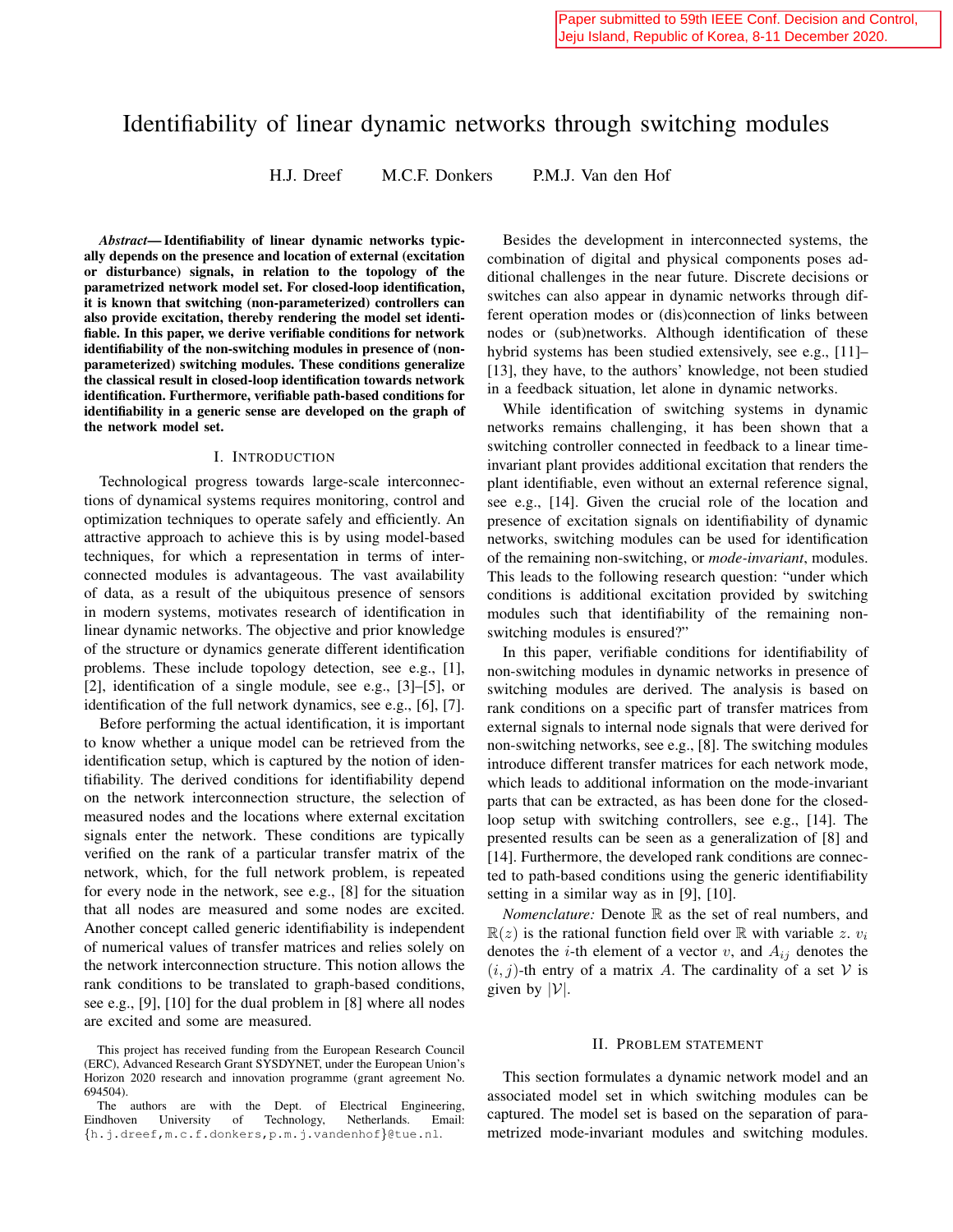Paper submitted to 59th IEEE Conf. Decision and Control, Jeju Island, Republic of Korea, 8-11 December 2020.

# Identifiability of linear dynamic networks through switching modules

H.J. Dreef M.C.F. Donkers P.M.J. Van den Hof

***Abstract*— Identifiability of linear dynamic networks typically depends on the presence and location of external (excitation or disturbance) signals, in relation to the topology of the parametrized network model set. For closed-loop identification, it is known that switching (non-parameterized) controllers can also provide excitation, thereby rendering the model set identifiable. In this paper, we derive verifiable conditions for network identifiability of the non-switching modules in presence of (non-parameterized) switching modules. These conditions generalize the classical result in closed-loop identification towards network identification. Furthermore, verifiable path-based conditions for identifiability in a generic sense are developed on the graph of the network model set.**

## I. Introduction

Technological progress towards large-scale interconnections of dynamical systems requires monitoring, control and optimization techniques to operate safely and efficiently. An attractive approach to achieve this is by using model-based techniques, for which a representation in terms of interconnected modules is advantageous. The vast availability of data, as a result of the ubiquitous presence of sensors in modern systems, motivates research of identification in linear dynamic networks. The objective and prior knowledge of the structure or dynamics generate different identification problems. These include topology detection, see e.g., [1], [2], identification of a single module, see e.g., [3]–[5], or identification of the full network dynamics, see e.g., [6], [7].

Before performing the actual identification, it is important to know whether a unique model can be retrieved from the identification setup, which is captured by the notion of identifiability. The derived conditions for identifiability depend on the network interconnection structure, the selection of measured nodes and the locations where external excitation signals enter the network. These conditions are typically verified on the rank of a particular transfer matrix of the network, which, for the full network problem, is repeated for every node in the network, see e.g., [8] for the situation that all nodes are measured and some nodes are excited. Another concept called generic identifiability is independent of numerical values of transfer matrices and relies solely on the network interconnection structure. This notion allows the rank conditions to be translated to graph-based conditions, see e.g., [9], [10] for the dual problem in [8] where all nodes are excited and some are measured.

Besides the development in interconnected systems, the combination of digital and physical components poses additional challenges in the near future. Discrete decisions or switches can also appear in dynamic networks through different operation modes or (dis)connection of links between nodes or (sub)networks. Although identification of these hybrid systems has been studied extensively, see e.g., [11]–[13], they have, to the authors' knowledge, not been studied in a feedback situation, let alone in dynamic networks.

While identification of switching systems in dynamic networks remains challenging, it has been shown that a switching controller connected in feedback to a linear time-invariant plant provides additional excitation that renders the plant identifiable, even without an external reference signal, see e.g., [14]. Given the crucial role of the location and presence of excitation signals on identifiability of dynamic networks, switching modules can be used for identification of the remaining non-switching, or *mode-invariant*, modules. This leads to the following research question: "under which conditions is additional excitation provided by switching modules such that identifiability of the remaining non-switching modules is ensured?"

In this paper, verifiable conditions for identifiability of non-switching modules in dynamic networks in presence of switching modules are derived. The analysis is based on rank conditions on a specific part of transfer matrices from external signals to internal node signals that were derived for non-switching networks, see e.g., [8]. The switching modules introduce different transfer matrices for each network mode, which leads to additional information on the mode-invariant parts that can be extracted, as has been done for the closed-loop setup with switching controllers, see e.g., [14]. The presented results can be seen as a generalization of [8] and [14]. Furthermore, the developed rank conditions are connected to path-based conditions using the generic identifiability setting in a similar way as in [9], [10].

*Nomenclature:* Denote $\mathbb{R}$ as the set of real numbers, and $\mathbb{R}(z)$ is the rational function field over $\mathbb{R}$ with variable $z$. $v_i$ denotes the $i$-th element of a vector $v$, and $A_{ij}$ denotes the $(i,j)$-th entry of a matrix $A$. The cardinality of a set $\mathcal{V}$ is given by $|\mathcal{V}|$.

## II. Problem statement

This section formulates a dynamic network model and an associated model set in which switching modules can be captured. The model set is based on the separation of parametrized mode-invariant modules and switching modules.

This project has received funding from the European Research Council (ERC), Advanced Research Grant SYSDYNET, under the European Union's Horizon 2020 research and innovation programme (grant agreement No. 694504).

The authors are with the Dept. of Electrical Engineering, Eindhoven University of Technology, Netherlands. Email: {h.j.dreef,m.c.f.donkers,p.m.j.vandenhof}@tue.nl.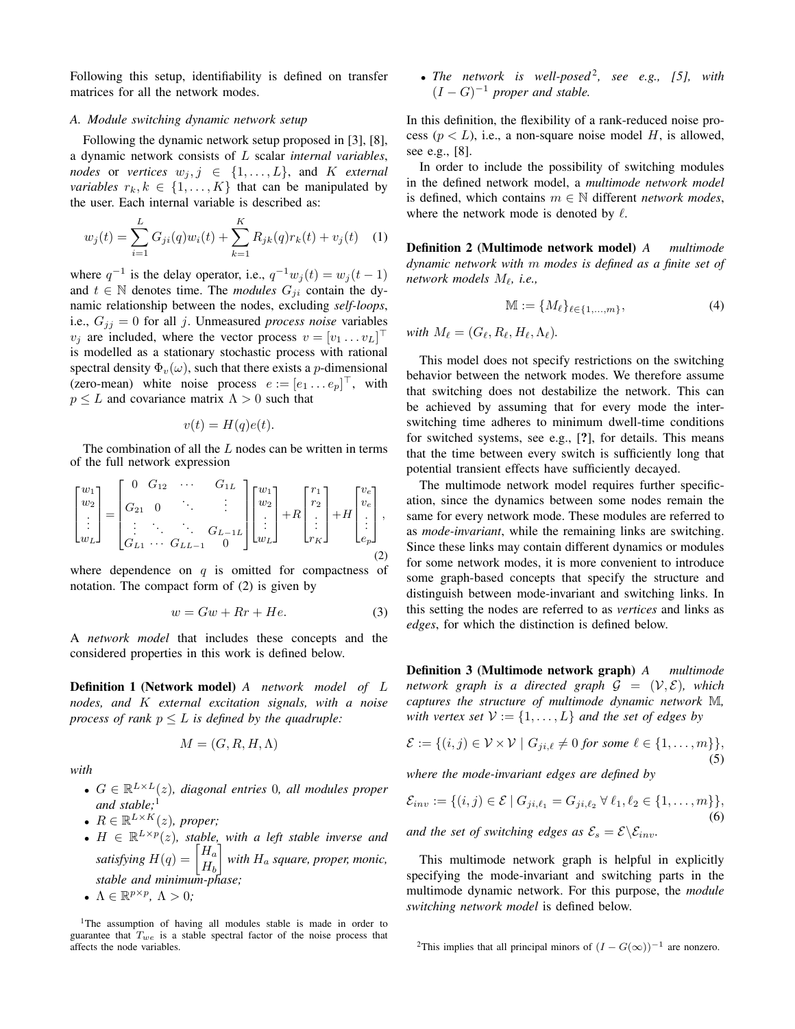Following this setup, identifiability is defined on transfer matrices for all the network modes.

### A. Module switching dynamic network setup

Following the dynamic network setup proposed in [3], [8], a dynamic network consists of $L$ scalar *internal variables*, *nodes* or *vertices* $w_j, j \in \{1, \ldots, L\}$, and $K$ *external variables* $r_k, k \in \{1, \ldots, K\}$ that can be manipulated by the user. Each internal variable is described as:

$$w_j(t) = \sum_{i=1}^{L} G_{ji}(q) w_i(t) + \sum_{k=1}^{K} R_{jk}(q) r_k(t) + v_j(t) \quad (1)$$

where $q^{-1}$ is the delay operator, i.e., $q^{-1}w_j(t) = w_j(t-1)$ and $t \in \mathbb{N}$ denotes time. The *modules* $G_{ji}$ contain the dynamic relationship between the nodes, excluding *self-loops*, i.e., $G_{jj} = 0$ for all $j$. Unmeasured *process noise* variables $v_j$ are included, where the vector process $v = [v_1 \ldots v_L]^\top$ is modelled as a stationary stochastic process with rational spectral density $\Phi_v(\omega)$, such that there exists a $p$-dimensional (zero-mean) white noise process $e := [e_1 \ldots e_p]^\top$, with $p \leq L$ and covariance matrix $\Lambda > 0$ such that

$$v(t) = H(q)e(t).$$

The combination of all the $L$ nodes can be written in terms of the full network expression

$$\begin{bmatrix} w_1 \\ w_2 \\ \vdots \\ w_L \end{bmatrix} = \begin{bmatrix} 0 & G_{12} & \cdots & G_{1L} \\ G_{21} & 0 & \ddots & \vdots \\ \vdots & \ddots & \ddots & G_{L-1L} \\ G_{L1} & \cdots & G_{LL-1} & 0 \end{bmatrix} \begin{bmatrix} w_1 \\ w_2 \\ \vdots \\ w_L \end{bmatrix} + R \begin{bmatrix} r_1 \\ r_2 \\ \vdots \\ r_K \end{bmatrix} + H \begin{bmatrix} v_e \\ v_e \\ \vdots \\ e_p \end{bmatrix}, \quad (2)$$

where dependence on $q$ is omitted for compactness of notation. The compact form of (2) is given by

$$w = Gw + Rr + He. \quad (3)$$

A *network model* that includes these concepts and the considered properties in this work is defined below.

**Definition 1 (Network model)** *A network model of $L$ nodes, and $K$ external excitation signals, with a noise process of rank $p \leq L$ is defined by the quadruple:*

$$M = (G, R, H, \Lambda)$$

*with*

- *$G \in \mathbb{R}^{L \times L}(z)$, diagonal entries 0, all modules proper and stable;*[1]
- *$R \in \mathbb{R}^{L \times K}(z)$, proper;*
- *$H \in \mathbb{R}^{L \times p}(z)$, stable, with a left stable inverse and satisfying $H(q) = \begin{bmatrix} H_a \\ H_b \end{bmatrix}$ with $H_a$ square, proper, monic, stable and minimum-phase;*
- *$\Lambda \in \mathbb{R}^{p \times p}$, $\Lambda > 0$;*
- *The network is well-posed*[2]*, see e.g., [5], with $(I - G)^{-1}$ proper and stable.*

In this definition, the flexibility of a rank-reduced noise process ($p < L$), i.e., a non-square noise model $H$, is allowed, see e.g., [8].

In order to include the possibility of switching modules in the defined network model, a *multimode network model* is defined, which contains $m \in \mathbb{N}$ different *network modes*, where the network mode is denoted by $\ell$.

**Definition 2 (Multimode network model)** *A multimode dynamic network with $m$ modes is defined as a finite set of network models $M_\ell$, i.e.,*

$$\mathbb{M} := \{M_\ell\}_{\ell \in \{1, \ldots, m\}}, \quad (4)$$

*with $M_\ell = (G_\ell, R_\ell, H_\ell, \Lambda_\ell)$.*

This model does not specify restrictions on the switching behavior between the network modes. We therefore assume that switching does not destabilize the network. This can be achieved by assuming that for every mode the inter-switching time adheres to minimum dwell-time conditions for switched systems, see e.g., [?], for details. This means that the time between every switch is sufficiently long that potential transient effects have sufficiently decayed.

The multimode network model requires further specification, since the dynamics between some nodes remain the same for every network mode. These modules are referred to as *mode-invariant*, while the remaining links are switching. Since these links may contain different dynamics or modules for some network modes, it is more convenient to introduce some graph-based concepts that specify the structure and distinguish between mode-invariant and switching links. In this setting the nodes are referred to as *vertices* and links as *edges*, for which the distinction is defined below.

**Definition 3 (Multimode network graph)** *A multimode network graph is a directed graph $\mathcal{G} = (\mathcal{V}, \mathcal{E})$, which captures the structure of multimode dynamic network $\mathbb{M}$, with vertex set $\mathcal{V} := \{1, \ldots, L\}$ and the set of edges by*

$$\mathcal{E} := \{(i, j) \in \mathcal{V} \times \mathcal{V} \mid G_{ji,\ell} \neq 0 \text{ for some } \ell \in \{1, \ldots, m\}\}, \quad (5)$$

*where the mode-invariant edges are defined by*

$$\mathcal{E}_{inv} := \{(i, j) \in \mathcal{E} \mid G_{ji,\ell_1} = G_{ji,\ell_2} \; \forall \, \ell_1, \ell_2 \in \{1, \ldots, m\}\}, \quad (6)$$

*and the set of switching edges as $\mathcal{E}_s = \mathcal{E} \backslash \mathcal{E}_{inv}$.*

This multimode network graph is helpful in explicitly specifying the mode-invariant and switching parts in the multimode dynamic network. For this purpose, the *module switching network model* is defined below.

[1] The assumption of having all modules stable is made in order to guarantee that $T_{we}$ is a stable spectral factor of the noise process that affects the node variables.

[2] This implies that all principal minors of $(I - G(\infty))^{-1}$ are nonzero.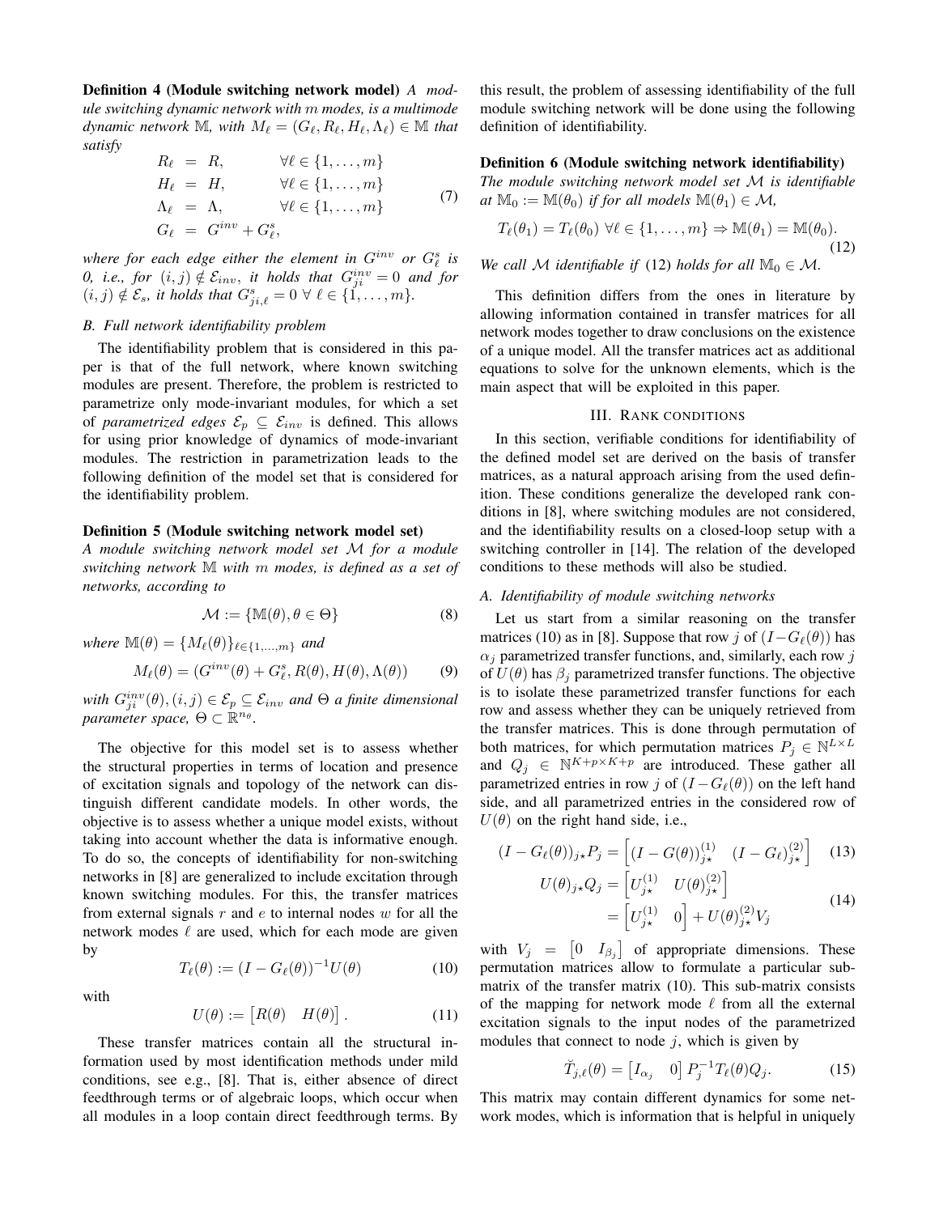**Definition 4 (Module switching network model)** *A module switching dynamic network with $m$ modes, is a multimode dynamic network $\mathbb{M}$, with $M_\ell = (G_\ell, R_\ell, H_\ell, \Lambda_\ell) \in \mathbb{M}$ that satisfy*

$$
\begin{aligned}
R_\ell &= R, & \forall \ell \in \{1, \dots, m\} \\
H_\ell &= H, & \forall \ell \in \{1, \dots, m\} \\
\Lambda_\ell &= \Lambda, & \forall \ell \in \{1, \dots, m\} \\
G_\ell &= G^{inv} + G^s_\ell,
\end{aligned}
\tag{7}
$$

*where for each edge either the element in $G^{inv}$ or $G^s_\ell$ is 0, i.e., for $(i,j) \notin \mathcal{E}_{inv}$, it holds that $G^{inv}_{ji} = 0$ and for $(i,j) \notin \mathcal{E}_s$, it holds that $G^s_{ji,\ell} = 0 \ \forall \ \ell \in \{1, \dots, m\}$.*

### B. Full network identifiability problem

The identifiability problem that is considered in this paper is that of the full network, where known switching modules are present. Therefore, the problem is restricted to parametrize only mode-invariant modules, for which a set of *parametrized edges* $\mathcal{E}_p \subseteq \mathcal{E}_{inv}$ is defined. This allows for using prior knowledge of dynamics of mode-invariant modules. The restriction in parametrization leads to the following definition of the model set that is considered for the identifiability problem.

**Definition 5 (Module switching network model set)** *A module switching network model set $\mathcal{M}$ for a module switching network $\mathbb{M}$ with $m$ modes, is defined as a set of networks, according to*

$$
\mathcal{M} := \{\mathbb{M}(\theta), \theta \in \Theta\} \tag{8}
$$

*where $\mathbb{M}(\theta) = \{M_\ell(\theta)\}_{\ell \in \{1,\dots,m\}}$ and*

$$
M_\ell(\theta) = (G^{inv}(\theta) + G^s_\ell, R(\theta), H(\theta), \Lambda(\theta)) \tag{9}
$$

*with $G^{inv}_{ji}(\theta), (i,j) \in \mathcal{E}_p \subseteq \mathcal{E}_{inv}$ and $\Theta$ a finite dimensional parameter space, $\Theta \subset \mathbb{R}^{n_\theta}$.*

The objective for this model set is to assess whether the structural properties in terms of location and presence of excitation signals and topology of the network can distinguish different candidate models. In other words, the objective is to assess whether a unique model exists, without taking into account whether the data is informative enough. To do so, the concepts of identifiability for non-switching networks in [8] are generalized to include excitation through known switching modules. For this, the transfer matrices from external signals $r$ and $e$ to internal nodes $w$ for all the network modes $\ell$ are used, which for each mode are given by

$$
T_\ell(\theta) := (I - G_\ell(\theta))^{-1} U(\theta) \tag{10}
$$

with

$$
U(\theta) := \begin{bmatrix} R(\theta) & H(\theta) \end{bmatrix}. \tag{11}
$$

These transfer matrices contain all the structural information used by most identification methods under mild conditions, see e.g., [8]. That is, either absence of direct feedthrough terms or of algebraic loops, which occur when all modules in a loop contain direct feedthrough terms. By this result, the problem of assessing identifiability of the full module switching network will be done using the following definition of identifiability.

**Definition 6 (Module switching network identifiability)** *The module switching network model set $\mathcal{M}$ is identifiable at $\mathbb{M}_0 := \mathbb{M}(\theta_0)$ if for all models $\mathbb{M}(\theta_1) \in \mathcal{M}$,*

$$
T_\ell(\theta_1) = T_\ell(\theta_0) \ \forall \ell \in \{1, \dots, m\} \Rightarrow \mathbb{M}(\theta_1) = \mathbb{M}(\theta_0). \tag{12}
$$

*We call $\mathcal{M}$ identifiable if (12) holds for all $\mathbb{M}_0 \in \mathcal{M}$.*

This definition differs from the ones in literature by allowing information contained in transfer matrices for all network modes together to draw conclusions on the existence of a unique model. All the transfer matrices act as additional equations to solve for the unknown elements, which is the main aspect that will be exploited in this paper.

## III. Rank conditions

In this section, verifiable conditions for identifiability of the defined model set are derived on the basis of transfer matrices, as a natural approach arising from the used definition. These conditions generalize the developed rank conditions in [8], where switching modules are not considered, and the identifiability results on a closed-loop setup with a switching controller in [14]. The relation of the developed conditions to these methods will also be studied.

### A. Identifiability of module switching networks

Let us start from a similar reasoning on the transfer matrices (10) as in [8]. Suppose that row $j$ of $(I - G_\ell(\theta))$ has $\alpha_j$ parametrized transfer functions, and, similarly, each row $j$ of $U(\theta)$ has $\beta_j$ parametrized transfer functions. The objective is to isolate these parametrized transfer functions for each row and assess whether they can be uniquely retrieved from the transfer matrices. This is done through permutation of both matrices, for which permutation matrices $P_j \in \mathbb{N}^{L \times L}$ and $Q_j \in \mathbb{N}^{K+p \times K+p}$ are introduced. These gather all parametrized entries in row $j$ of $(I - G_\ell(\theta))$ on the left hand side, and all parametrized entries in the considered row of $U(\theta)$ on the right hand side, i.e.,

$$
(I - G_\ell(\theta))_{j\star} P_j = \begin{bmatrix} (I - G(\theta))^{(1)}_{j\star} & (I - G_\ell)^{(2)}_{j\star} \end{bmatrix} \tag{13}
$$

$$
\begin{aligned}
U(\theta)_{j\star} Q_j &= \begin{bmatrix} U^{(1)}_{j\star} & U(\theta)^{(2)}_{j\star} \end{bmatrix} \\
&= \begin{bmatrix} U^{(1)}_{j\star} & 0 \end{bmatrix} + U(\theta)^{(2)}_{j\star} V_j
\end{aligned}
\tag{14}
$$

with $V_j = \begin{bmatrix} 0 & I_{\beta_j} \end{bmatrix}$ of appropriate dimensions. These permutation matrices allow to formulate a particular submatrix of the transfer matrix (10). This sub-matrix consists of the mapping for network mode $\ell$ from all the external excitation signals to the input nodes of the parametrized modules that connect to node $j$, which is given by

$$
\breve{T}_{j,\ell}(\theta) = \begin{bmatrix} I_{\alpha_j} & 0 \end{bmatrix} P_j^{-1} T_\ell(\theta) Q_j. \tag{15}
$$

This matrix may contain different dynamics for some network modes, which is information that is helpful in uniquely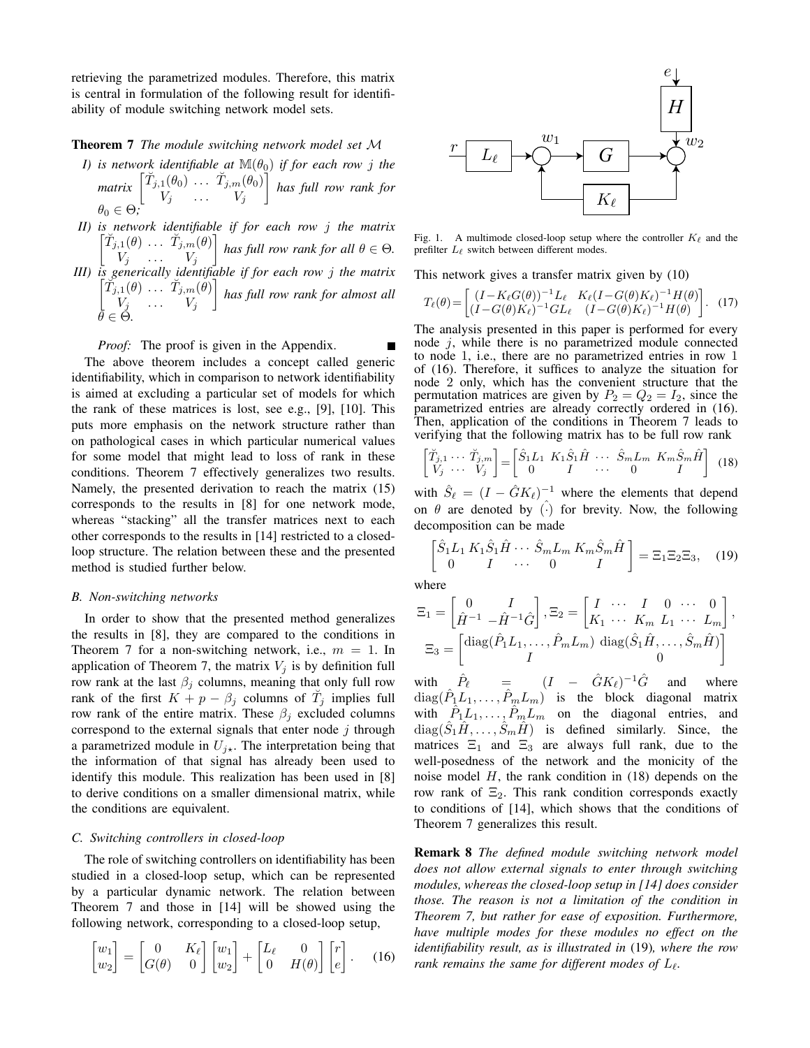retrieving the parametrized modules. Therefore, this matrix is central in formulation of the following result for identifiability of module switching network model sets.

**Theorem 7** *The module switching network model set $\mathcal{M}$*

*I) is network identifiable at $\mathbb{M}(\theta_0)$ if for each row $j$ the matrix $\begin{bmatrix} \breve{T}_{j,1}(\theta_0) & \dots & \breve{T}_{j,m}(\theta_0) \\ V_j & \dots & V_j \end{bmatrix}$ has full row rank for $\theta_0 \in \Theta$;*

*II) is network identifiable if for each row $j$ the matrix $\begin{bmatrix} \breve{T}_{j,1}(\theta) & \dots & \breve{T}_{j,m}(\theta) \\ V_j & \dots & V_j \end{bmatrix}$ has full row rank for all $\theta \in \Theta$.*

*III) is generically identifiable if for each row $j$ the matrix $\begin{bmatrix} \breve{T}_{j,1}(\theta) & \dots & \breve{T}_{j,m}(\theta) \\ V_j & \dots & V_j \end{bmatrix}$ has full row rank for almost all $\theta \in \Theta$.*

*Proof:* The proof is given in the Appendix. ■

The above theorem includes a concept called generic identifiability, which in comparison to network identifiability is aimed at excluding a particular set of models for which the rank of these matrices is lost, see e.g., [9], [10]. This puts more emphasis on the network structure rather than on pathological cases in which particular numerical values for some model that might lead to loss of rank in these conditions. Theorem 7 effectively generalizes two results. Namely, the presented derivation to reach the matrix (15) corresponds to the results in [8] for one network mode, whereas "stacking" all the transfer matrices next to each other corresponds to the results in [14] restricted to a closed-loop structure. The relation between these and the presented method is studied further below.

### B. Non-switching networks

In order to show that the presented method generalizes the results in [8], they are compared to the conditions in Theorem 7 for a non-switching network, i.e., $m = 1$. In application of Theorem 7, the matrix $V_j$ is by definition full row rank at the last $\beta_j$ columns, meaning that only full row rank of the first $K + p - \beta_j$ columns of $\breve{T}_j$ implies full row rank of the entire matrix. These $\beta_j$ excluded columns correspond to the external signals that enter node $j$ through a parametrized module in $U_{j\star}$. The interpretation being that the information of that signal has already been used to identify this module. This realization has been used in [8] to derive conditions on a smaller dimensional matrix, while the conditions are equivalent.

### C. Switching controllers in closed-loop

The role of switching controllers on identifiability has been studied in a closed-loop setup, which can be represented by a particular dynamic network. The relation between Theorem 7 and those in [14] will be showed using the following network, corresponding to a closed-loop setup,

$$\begin{bmatrix} w_1 \\ w_2 \end{bmatrix} = \begin{bmatrix} 0 & K_\ell \\ G(\theta) & 0 \end{bmatrix} \begin{bmatrix} w_1 \\ w_2 \end{bmatrix} + \begin{bmatrix} L_\ell & 0 \\ 0 & H(\theta) \end{bmatrix} \begin{bmatrix} r \\ e \end{bmatrix}. \quad (16)$$

Fig. 1. A multimode closed-loop setup where the controller $K_\ell$ and the prefilter $L_\ell$ switch between different modes.

This network gives a transfer matrix given by (10)

$$T_\ell(\theta) = \begin{bmatrix} (I - K_\ell G(\theta))^{-1} L_\ell & K_\ell (I - G(\theta) K_\ell)^{-1} H(\theta) \\ (I - G(\theta) K_\ell)^{-1} G L_\ell & (I - G(\theta) K_\ell)^{-1} H(\theta) \end{bmatrix}. \quad (17)$$

The analysis presented in this paper is performed for every node $j$, while there is no parametrized module connected to node 1, i.e., there are no parametrized entries in row 1 of (16). Therefore, it suffices to analyze the situation for node 2 only, which has the convenient structure that the permutation matrices are given by $P_2 = Q_2 = I_2$, since the parametrized entries are already correctly ordered in (16). Then, application of the conditions in Theorem 7 leads to verifying that the following matrix has to be full row rank

$$\begin{bmatrix} \breve{T}_{j,1} \cdots \breve{T}_{j,m} \\ V_j \cdots V_j \end{bmatrix} = \begin{bmatrix} \hat{S}_1 L_1 & K_1 \hat{S}_1 \hat{H} & \cdots & \hat{S}_m L_m & K_m \hat{S}_m \hat{H} \\ 0 & I & \cdots & 0 & I \end{bmatrix} \quad (18)$$

with $\hat{S}_\ell = (I - \hat{G} K_\ell)^{-1}$ where the elements that depend on $\theta$ are denoted by $\hat{(\cdot)}$ for brevity. Now, the following decomposition can be made

$$\begin{bmatrix} \hat{S}_1 L_1 & K_1 \hat{S}_1 \hat{H} & \cdots & \hat{S}_m L_m & K_m \hat{S}_m \hat{H} \\ 0 & I & \cdots & 0 & I \end{bmatrix} = \Xi_1 \Xi_2 \Xi_3, \quad (19)$$

where

$$\Xi_1 = \begin{bmatrix} 0 & I \\ \hat{H}^{-1} & -\hat{H}^{-1} \hat{G} \end{bmatrix}, \Xi_2 = \begin{bmatrix} I & \cdots & I & 0 & \cdots & 0 \\ K_1 & \cdots & K_m & L_1 & \cdots & L_m \end{bmatrix},$$

$$\Xi_3 = \begin{bmatrix} \operatorname{diag}(\hat{P}_1 L_1, \dots, \hat{P}_m L_m) & \operatorname{diag}(\hat{S}_1 \hat{H}, \dots, \hat{S}_m \hat{H}) \\ I & 0 \end{bmatrix}$$

with $\hat{P}_\ell = (I - \hat{G} K_\ell)^{-1} \hat{G}$ and where $\operatorname{diag}(\hat{P}_1 L_1, \dots, \hat{P}_m L_m)$ is the block diagonal matrix with $\hat{P}_1 L_1, \dots, \hat{P}_m L_m$ on the diagonal entries, and $\operatorname{diag}(\hat{S}_1 \hat{H}, \dots, \hat{S}_m \hat{H})$ is defined similarly. Since, the matrices $\Xi_1$ and $\Xi_3$ are always full rank, due to the well-posedness of the network and the monicity of the noise model $H$, the rank condition in (18) depends on the row rank of $\Xi_2$. This rank condition corresponds exactly to conditions of [14], which shows that the conditions of Theorem 7 generalizes this result.

**Remark 8** *The defined module switching network model does not allow external signals to enter through switching modules, whereas the closed-loop setup in [14] does consider those. The reason is not a limitation of the condition in Theorem 7, but rather for ease of exposition. Furthermore, have multiple modes for these modules no effect on the identifiability result, as is illustrated in* (19)*, where the row rank remains the same for different modes of $L_\ell$.*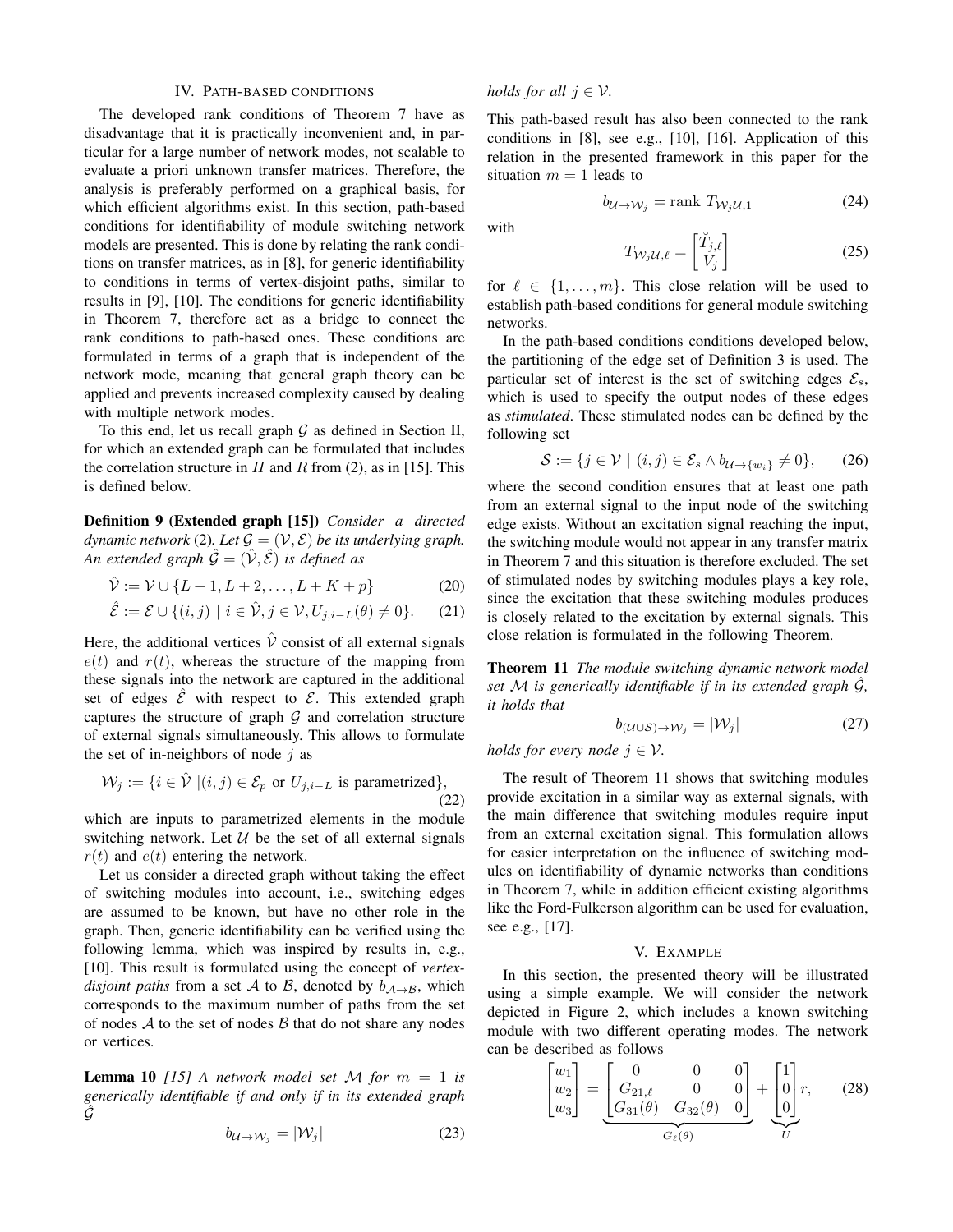## IV. Path-based conditions

The developed rank conditions of Theorem 7 have as disadvantage that it is practically inconvenient and, in particular for a large number of network modes, not scalable to evaluate a priori unknown transfer matrices. Therefore, the analysis is preferably performed on a graphical basis, for which efficient algorithms exist. In this section, path-based conditions for identifiability of module switching network models are presented. This is done by relating the rank conditions on transfer matrices, as in [8], for generic identifiability to conditions in terms of vertex-disjoint paths, similar to results in [9], [10]. The conditions for generic identifiability in Theorem 7, therefore act as a bridge to connect the rank conditions to path-based ones. These conditions are formulated in terms of a graph that is independent of the network mode, meaning that general graph theory can be applied and prevents increased complexity caused by dealing with multiple network modes.

To this end, let us recall graph $\mathcal{G}$ as defined in Section II, for which an extended graph can be formulated that includes the correlation structure in $H$ and $R$ from (2), as in [15]. This is defined below.

**Definition 9 (Extended graph [15])** *Consider a directed dynamic network* (2)*. Let $\mathcal{G} = (\mathcal{V}, \mathcal{E})$ be its underlying graph. An extended graph $\hat{\mathcal{G}} = (\hat{\mathcal{V}}, \hat{\mathcal{E}})$ is defined as*

$$\hat{\mathcal{V}} := \mathcal{V} \cup \{L+1, L+2, \ldots, L+K+p\} \tag{20}$$

$$\hat{\mathcal{E}} := \mathcal{E} \cup \{(i,j) \mid i \in \hat{\mathcal{V}}, j \in \mathcal{V}, U_{j,i-L}(\theta) \neq 0\}. \tag{21}$$

Here, the additional vertices $\hat{\mathcal{V}}$ consist of all external signals $e(t)$ and $r(t)$, whereas the structure of the mapping from these signals into the network are captured in the additional set of edges $\hat{\mathcal{E}}$ with respect to $\mathcal{E}$. This extended graph captures the structure of graph $\mathcal{G}$ and correlation structure of external signals simultaneously. This allows to formulate the set of in-neighbors of node $j$ as

$$\mathcal{W}_j := \{i \in \hat{\mathcal{V}} \mid (i,j) \in \mathcal{E}_p \text{ or } U_{j,i-L} \text{ is parametrized}\}, \tag{22}$$

which are inputs to parametrized elements in the module switching network. Let $\mathcal{U}$ be the set of all external signals $r(t)$ and $e(t)$ entering the network.

Let us consider a directed graph without taking the effect of switching modules into account, i.e., switching edges are assumed to be known, but have no other role in the graph. Then, generic identifiability can be verified using the following lemma, which was inspired by results in, e.g., [10]. This result is formulated using the concept of *vertex-disjoint paths* from a set $\mathcal{A}$ to $\mathcal{B}$, denoted by $b_{\mathcal{A}\to\mathcal{B}}$, which corresponds to the maximum number of paths from the set of nodes $\mathcal{A}$ to the set of nodes $\mathcal{B}$ that do not share any nodes or vertices.

**Lemma 10** *[15] A network model set $\mathcal{M}$ for $m = 1$ is generically identifiable if and only if in its extended graph $\hat{\mathcal{G}}$*

$$b_{\mathcal{U}\to\mathcal{W}_j} = |\mathcal{W}_j| \tag{23}$$

*holds for all $j \in \mathcal{V}$.*

This path-based result has also been connected to the rank conditions in [8], see e.g., [10], [16]. Application of this relation in the presented framework in this paper for the situation $m = 1$ leads to

$$b_{\mathcal{U}\to\mathcal{W}_j} = \text{rank } T_{\mathcal{W}_j\mathcal{U},1} \tag{24}$$

with

$$T_{\mathcal{W}_j\mathcal{U},\ell} = \begin{bmatrix} \breve{T}_{j,\ell} \\ V_j \end{bmatrix} \tag{25}$$

for $\ell \in \{1, \ldots, m\}$. This close relation will be used to establish path-based conditions for general module switching networks.

In the path-based conditions conditions developed below, the partitioning of the edge set of Definition 3 is used. The particular set of interest is the set of switching edges $\mathcal{E}_s$, which is used to specify the output nodes of these edges as *stimulated*. These stimulated nodes can be defined by the following set

$$\mathcal{S} := \{j \in \mathcal{V} \mid (i,j) \in \mathcal{E}_s \wedge b_{\mathcal{U}\to\{w_i\}} \neq 0\}, \tag{26}$$

where the second condition ensures that at least one path from an external signal to the input node of the switching edge exists. Without an excitation signal reaching the input, the switching module would not appear in any transfer matrix in Theorem 7 and this situation is therefore excluded. The set of stimulated nodes by switching modules plays a key role, since the excitation that these switching modules produces is closely related to the excitation by external signals. This close relation is formulated in the following Theorem.

**Theorem 11** *The module switching dynamic network model set $\mathcal{M}$ is generically identifiable if in its extended graph $\hat{\mathcal{G}}$, it holds that*

$$b_{(\mathcal{U}\cup\mathcal{S})\to\mathcal{W}_j} = |\mathcal{W}_j| \tag{27}$$

*holds for every node $j \in \mathcal{V}$.*

The result of Theorem 11 shows that switching modules provide excitation in a similar way as external signals, with the main difference that switching modules require input from an external excitation signal. This formulation allows for easier interpretation on the influence of switching modules on identifiability of dynamic networks than conditions in Theorem 7, while in addition efficient existing algorithms like the Ford-Fulkerson algorithm can be used for evaluation, see e.g., [17].

## V. Example

In this section, the presented theory will be illustrated using a simple example. We will consider the network depicted in Figure 2, which includes a known switching module with two different operating modes. The network can be described as follows

$$\begin{bmatrix} w_1 \\ w_2 \\ w_3 \end{bmatrix} = \underbrace{\begin{bmatrix} 0 & 0 & 0 \\ G_{21,\ell} & 0 & 0 \\ G_{31}(\theta) & G_{32}(\theta) & 0 \end{bmatrix}}_{G_\ell(\theta)} + \underbrace{\begin{bmatrix} 1 \\ 0 \\ 0 \end{bmatrix}}_{U} r, \tag{28}$$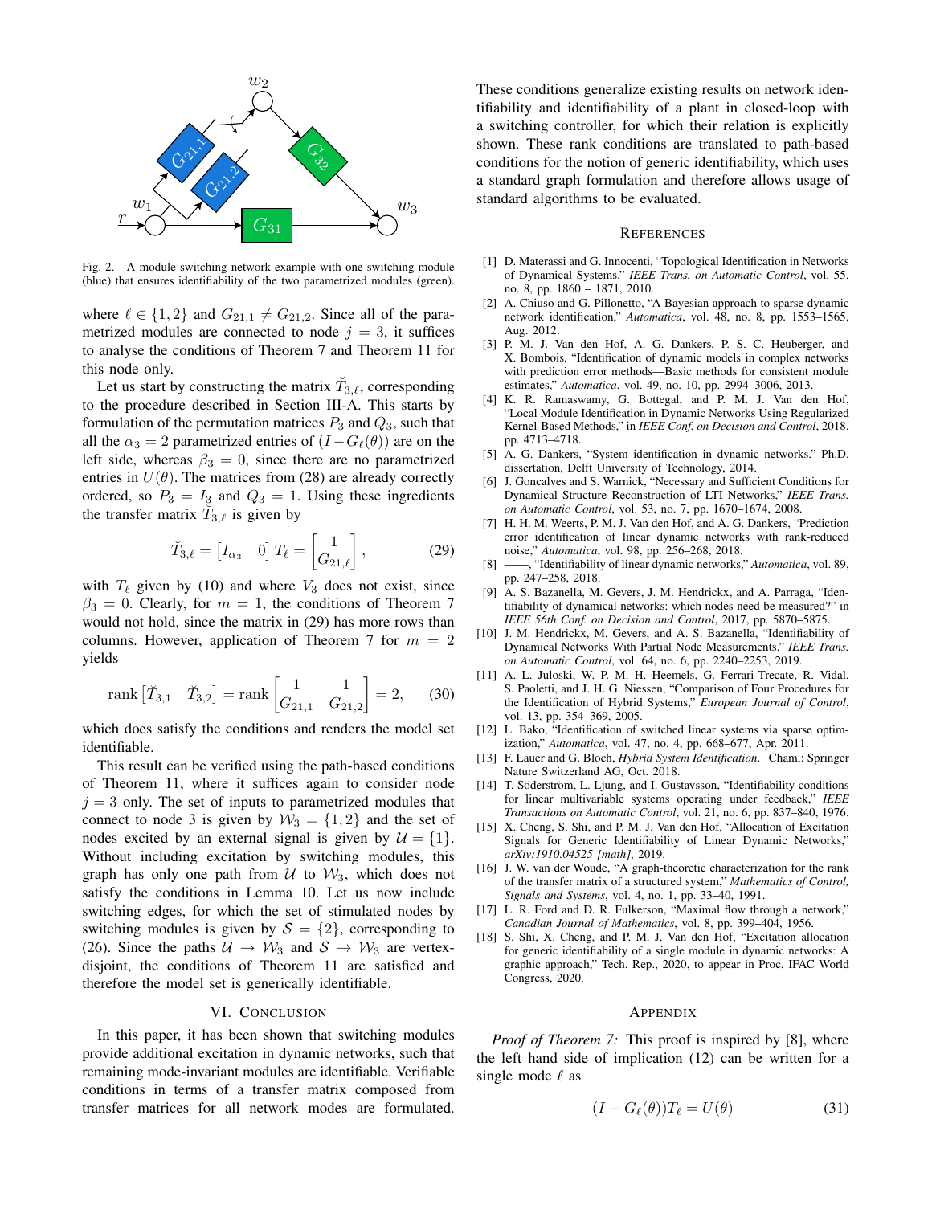Fig. 2. A module switching network example with one switching module (blue) that ensures identifiability of the two parametrized modules (green).

where $\ell \in \{1, 2\}$ and $G_{21,1} \neq G_{21,2}$. Since all of the parametrized modules are connected to node $j = 3$, it suffices to analyse the conditions of Theorem 7 and Theorem 11 for this node only.

Let us start by constructing the matrix $\breve{T}_{3,\ell}$, corresponding to the procedure described in Section III-A. This starts by formulation of the permutation matrices $P_3$ and $Q_3$, such that all the $\alpha_3 = 2$ parametrized entries of $(I - G_\ell(\theta))$ are on the left side, whereas $\beta_3 = 0$, since there are no parametrized entries in $U(\theta)$. The matrices from (28) are already correctly ordered, so $P_3 = I_3$ and $Q_3 = 1$. Using these ingredients the transfer matrix $\breve{T}_{3,\ell}$ is given by

$$\breve{T}_{3,\ell} = \begin{bmatrix} I_{\alpha_3} & 0 \end{bmatrix} T_\ell = \begin{bmatrix} 1 \\ G_{21,\ell} \end{bmatrix}, \tag{29}$$

with $T_\ell$ given by (10) and where $V_3$ does not exist, since $\beta_3 = 0$. Clearly, for $m = 1$, the conditions of Theorem 7 would not hold, since the matrix in (29) has more rows than columns. However, application of Theorem 7 for $m = 2$ yields

$$\text{rank} \begin{bmatrix} \breve{T}_{3,1} & \breve{T}_{3,2} \end{bmatrix} = \text{rank} \begin{bmatrix} 1 & 1 \\ G_{21,1} & G_{21,2} \end{bmatrix} = 2, \tag{30}$$

which does satisfy the conditions and renders the model set identifiable.

This result can be verified using the path-based conditions of Theorem 11, where it suffices again to consider node $j = 3$ only. The set of inputs to parametrized modules that connect to node 3 is given by $\mathcal{W}_3 = \{1, 2\}$ and the set of nodes excited by an external signal is given by $\mathcal{U} = \{1\}$. Without including excitation by switching modules, this graph has only one path from $\mathcal{U}$ to $\mathcal{W}_3$, which does not satisfy the conditions in Lemma 10. Let us now include switching edges, for which the set of stimulated nodes by switching modules is given by $\mathcal{S} = \{2\}$, corresponding to (26). Since the paths $\mathcal{U} \to \mathcal{W}_3$ and $\mathcal{S} \to \mathcal{W}_3$ are vertex-disjoint, the conditions of Theorem 11 are satisfied and therefore the model set is generically identifiable.

## VI. Conclusion

In this paper, it has been shown that switching modules provide additional excitation in dynamic networks, such that remaining mode-invariant modules are identifiable. Verifiable conditions in terms of a transfer matrix composed from transfer matrices for all network modes are formulated. These conditions generalize existing results on network identifiability and identifiability of a plant in closed-loop with a switching controller, for which their relation is explicitly shown. These rank conditions are translated to path-based conditions for the notion of generic identifiability, which uses a standard graph formulation and therefore allows usage of standard algorithms to be evaluated.

## References

[1] D. Materassi and G. Innocenti, "Topological Identification in Networks of Dynamical Systems," *IEEE Trans. on Automatic Control*, vol. 55, no. 8, pp. 1860 – 1871, 2010.

[2] A. Chiuso and G. Pillonetto, "A Bayesian approach to sparse dynamic network identification," *Automatica*, vol. 48, no. 8, pp. 1553–1565, Aug. 2012.

[3] P. M. J. Van den Hof, A. G. Dankers, P. S. C. Heuberger, and X. Bombois, "Identification of dynamic models in complex networks with prediction error methods—Basic methods for consistent module estimates," *Automatica*, vol. 49, no. 10, pp. 2994–3006, 2013.

[4] K. R. Ramaswamy, G. Bottegal, and P. M. J. Van den Hof, "Local Module Identification in Dynamic Networks Using Regularized Kernel-Based Methods," in *IEEE Conf. on Decision and Control*, 2018, pp. 4713–4718.

[5] A. G. Dankers, "System identification in dynamic networks." Ph.D. dissertation, Delft University of Technology, 2014.

[6] J. Goncalves and S. Warnick, "Necessary and Sufficient Conditions for Dynamical Structure Reconstruction of LTI Networks," *IEEE Trans. on Automatic Control*, vol. 53, no. 7, pp. 1670–1674, 2008.

[7] H. H. M. Weerts, P. M. J. Van den Hof, and A. G. Dankers, "Prediction error identification of linear dynamic networks with rank-reduced noise," *Automatica*, vol. 98, pp. 256–268, 2018.

[8] ——, "Identifiability of linear dynamic networks," *Automatica*, vol. 89, pp. 247–258, 2018.

[9] A. S. Bazanella, M. Gevers, J. M. Hendrickx, and A. Parraga, "Identifiability of dynamical networks: which nodes need be measured?" in *IEEE 56th Conf. on Decision and Control*, 2017, pp. 5870–5875.

[10] J. M. Hendrickx, M. Gevers, and A. S. Bazanella, "Identifiability of Dynamical Networks With Partial Node Measurements," *IEEE Trans. on Automatic Control*, vol. 64, no. 6, pp. 2240–2253, 2019.

[11] A. L. Juloski, W. P. M. H. Heemels, G. Ferrari-Trecate, R. Vidal, S. Paoletti, and J. H. G. Niessen, "Comparison of Four Procedures for the Identification of Hybrid Systems," *European Journal of Control*, vol. 13, pp. 354–369, 2005.

[12] L. Bako, "Identification of switched linear systems via sparse optimization," *Automatica*, vol. 47, no. 4, pp. 668–677, Apr. 2011.

[13] F. Lauer and G. Bloch, *Hybrid System Identification*. Cham,: Springer Nature Switzerland AG, Oct. 2018.

[14] T. Söderström, L. Ljung, and I. Gustavsson, "Identifiability conditions for linear multivariable systems operating under feedback," *IEEE Transactions on Automatic Control*, vol. 21, no. 6, pp. 837–840, 1976.

[15] X. Cheng, S. Shi, and P. M. J. Van den Hof, "Allocation of Excitation Signals for Generic Identifiability of Linear Dynamic Networks," *arXiv:1910.04525 [math]*, 2019.

[16] J. W. van der Woude, "A graph-theoretic characterization for the rank of the transfer matrix of a structured system," *Mathematics of Control, Signals and Systems*, vol. 4, no. 1, pp. 33–40, 1991.

[17] L. R. Ford and D. R. Fulkerson, "Maximal flow through a network," *Canadian Journal of Mathematics*, vol. 8, pp. 399–404, 1956.

[18] S. Shi, X. Cheng, and P. M. J. Van den Hof, "Excitation allocation for generic identifiability of a single module in dynamic networks: A graphic approach," Tech. Rep., 2020, to appear in Proc. IFAC World Congress, 2020.

## Appendix

*Proof of Theorem 7:* This proof is inspired by [8], where the left hand side of implication (12) can be written for a single mode $\ell$ as

$$(I - G_\ell(\theta))T_\ell = U(\theta) \tag{31}$$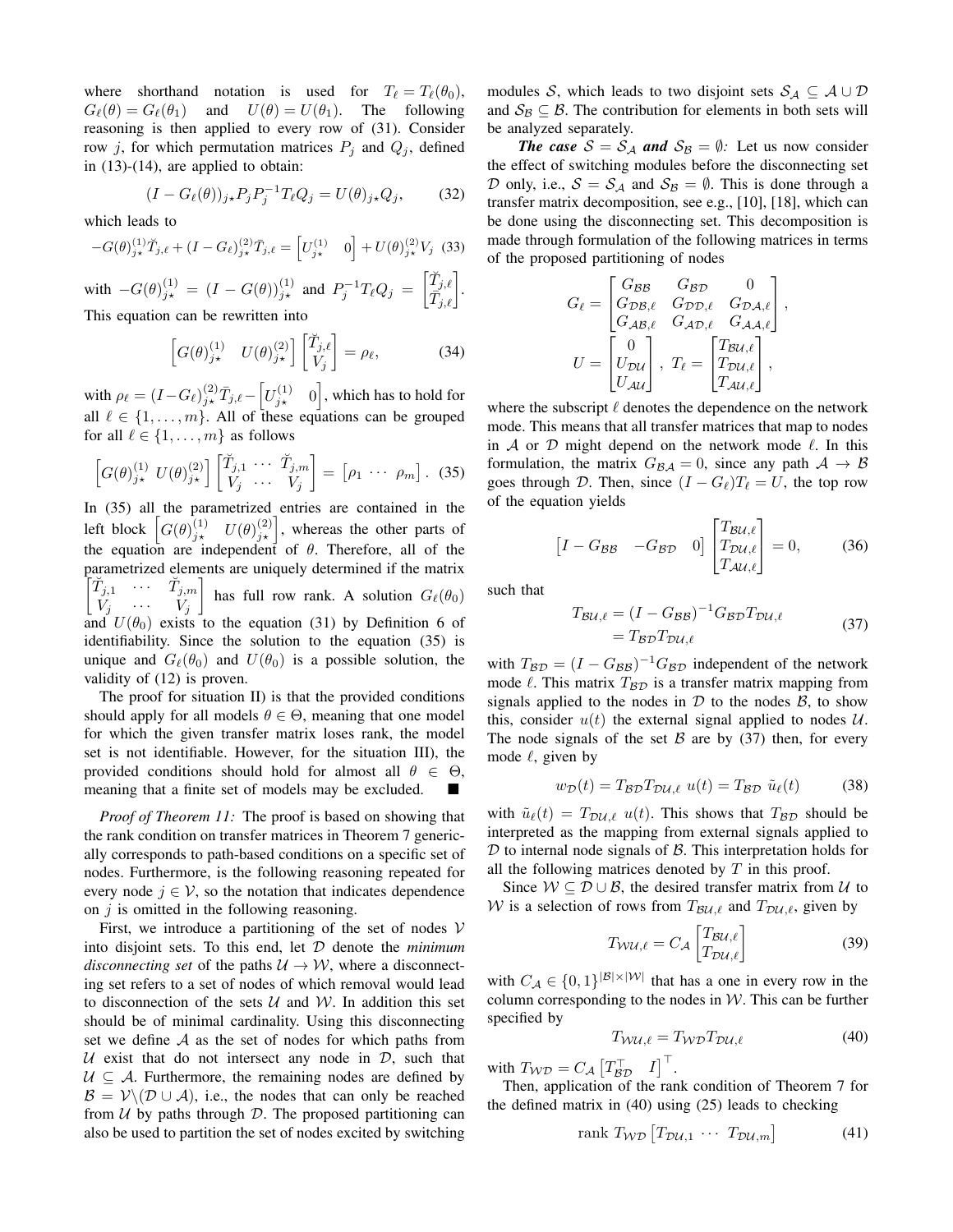where shorthand notation is used for $T_\ell = T_\ell(\theta_0)$, $G_\ell(\theta) = G_\ell(\theta_1)$ and $U(\theta) = U(\theta_1)$. The following reasoning is then applied to every row of (31). Consider row $j$, for which permutation matrices $P_j$ and $Q_j$, defined in (13)-(14), are applied to obtain:

$$(I - G_\ell(\theta))_{j\star} P_j P_j^{-1} T_\ell Q_j = U(\theta)_{j\star} Q_j, \tag{32}$$

which leads to

$$-G(\theta)^{(1)}_{j\star} \breve{T}_{j,\ell} + (I - G_\ell)^{(2)}_{j\star} \bar{T}_{j,\ell} = \begin{bmatrix} U^{(1)}_{j\star} & 0 \end{bmatrix} + U(\theta)^{(2)}_{j\star} V_j \tag{33}$$

with $-G(\theta)^{(1)}_{j\star} = (I - G(\theta))^{(1)}_{j\star}$ and $P_j^{-1} T_\ell Q_j = \begin{bmatrix} \breve{T}_{j,\ell} \\ \bar{T}_{j,\ell} \end{bmatrix}$. This equation can be rewritten into

$$\begin{bmatrix} G(\theta)^{(1)}_{j\star} & U(\theta)^{(2)}_{j\star} \end{bmatrix} \begin{bmatrix} \breve{T}_{j,\ell} \\ V_j \end{bmatrix} = \rho_\ell, \tag{34}$$

with $\rho_\ell = (I - G_\ell)^{(2)}_{j\star} \bar{T}_{j,\ell} - \begin{bmatrix} U^{(1)}_{j\star} & 0 \end{bmatrix}$, which has to hold for all $\ell \in \{1, \ldots, m\}$. All of these equations can be grouped for all $\ell \in \{1, \ldots, m\}$ as follows

$$\begin{bmatrix} G(\theta)^{(1)}_{j\star} & U(\theta)^{(2)}_{j\star} \end{bmatrix} \begin{bmatrix} \breve{T}_{j,1} & \cdots & \breve{T}_{j,m} \\ V_j & \cdots & V_j \end{bmatrix} = \begin{bmatrix} \rho_1 & \cdots & \rho_m \end{bmatrix}. \tag{35}$$

In (35) all the parametrized entries are contained in the left block $\begin{bmatrix} G(\theta)^{(1)}_{j\star} & U(\theta)^{(2)}_{j\star} \end{bmatrix}$, whereas the other parts of the equation are independent of $\theta$. Therefore, all of the parametrized elements are uniquely determined if the matrix $\begin{bmatrix} \breve{T}_{j,1} & \cdots & \breve{T}_{j,m} \\ V_j & \cdots & V_j \end{bmatrix}$ has full row rank. A solution $G_\ell(\theta_0)$ and $U(\theta_0)$ exists to the equation (31) by Definition 6 of identifiability. Since the solution to the equation (35) is unique and $G_\ell(\theta_0)$ and $U(\theta_0)$ is a possible solution, the validity of (12) is proven.

The proof for situation II) is that the provided conditions should apply for all models $\theta \in \Theta$, meaning that one model for which the given transfer matrix loses rank, the model set is not identifiable. However, for the situation III), the provided conditions should hold for almost all $\theta \in \Theta$, meaning that a finite set of models may be excluded. ■

*Proof of Theorem 11:* The proof is based on showing that the rank condition on transfer matrices in Theorem 7 generically corresponds to path-based conditions on a specific set of nodes. Furthermore, is the following reasoning repeated for every node $j \in \mathcal{V}$, so the notation that indicates dependence on $j$ is omitted in the following reasoning.

First, we introduce a partitioning of the set of nodes $\mathcal{V}$ into disjoint sets. To this end, let $\mathcal{D}$ denote the *minimum disconnecting set* of the paths $\mathcal{U} \to \mathcal{W}$, where a disconnecting set refers to a set of nodes of which removal would lead to disconnection of the sets $\mathcal{U}$ and $\mathcal{W}$. In addition this set should be of minimal cardinality. Using this disconnecting set we define $\mathcal{A}$ as the set of nodes for which paths from $\mathcal{U}$ exist that do not intersect any node in $\mathcal{D}$, such that $\mathcal{U} \subseteq \mathcal{A}$. Furthermore, the remaining nodes are defined by $\mathcal{B} = \mathcal{V} \backslash (\mathcal{D} \cup \mathcal{A})$, i.e., the nodes that can only be reached from $\mathcal{U}$ by paths through $\mathcal{D}$. The proposed partitioning can also be used to partition the set of nodes excited by switching modules $\mathcal{S}$, which leads to two disjoint sets $\mathcal{S}_\mathcal{A} \subseteq \mathcal{A} \cup \mathcal{D}$ and $\mathcal{S}_\mathcal{B} \subseteq \mathcal{B}$. The contribution for elements in both sets will be analyzed separately.

***The case $\mathcal{S} = \mathcal{S}_\mathcal{A}$ and $\mathcal{S}_\mathcal{B} = \emptyset$:*** Let us now consider the effect of switching modules before the disconnecting set $\mathcal{D}$ only, i.e., $\mathcal{S} = \mathcal{S}_\mathcal{A}$ and $\mathcal{S}_\mathcal{B} = \emptyset$. This is done through a transfer matrix decomposition, see e.g., [10], [18], which can be done using the disconnecting set. This decomposition is made through formulation of the following matrices in terms of the proposed partitioning of nodes

$$G_\ell = \begin{bmatrix} G_{\mathcal{BB}} & G_{\mathcal{BD}} & 0 \\ G_{\mathcal{DB},\ell} & G_{\mathcal{DD},\ell} & G_{\mathcal{DA},\ell} \\ G_{\mathcal{AB},\ell} & G_{\mathcal{AD},\ell} & G_{\mathcal{AA},\ell} \end{bmatrix},$$

$$U = \begin{bmatrix} 0 \\ U_{\mathcal{DU}} \\ U_{\mathcal{AU}} \end{bmatrix}, \; T_\ell = \begin{bmatrix} T_{\mathcal{BU},\ell} \\ T_{\mathcal{DU},\ell} \\ T_{\mathcal{AU},\ell} \end{bmatrix},$$

where the subscript $\ell$ denotes the dependence on the network mode. This means that all transfer matrices that map to nodes in $\mathcal{A}$ or $\mathcal{D}$ might depend on the network mode $\ell$. In this formulation, the matrix $G_{\mathcal{BA}} = 0$, since any path $\mathcal{A} \to \mathcal{B}$ goes through $\mathcal{D}$. Then, since $(I - G_\ell) T_\ell = U$, the top row of the equation yields

$$\begin{bmatrix} I - G_{\mathcal{BB}} & -G_{\mathcal{BD}} & 0 \end{bmatrix} \begin{bmatrix} T_{\mathcal{BU},\ell} \\ T_{\mathcal{DU},\ell} \\ T_{\mathcal{AU},\ell} \end{bmatrix} = 0, \tag{36}$$

such that

$$\begin{aligned} T_{\mathcal{BU},\ell} &= (I - G_{\mathcal{BB}})^{-1} G_{\mathcal{BD}} T_{\mathcal{DU},\ell} \\ &= T_{\mathcal{BD}} T_{\mathcal{DU},\ell} \end{aligned} \tag{37}$$

with $T_{\mathcal{BD}} = (I - G_{\mathcal{BB}})^{-1} G_{\mathcal{BD}}$ independent of the network mode $\ell$. This matrix $T_{\mathcal{BD}}$ is a transfer matrix mapping from signals applied to the nodes in $\mathcal{D}$ to the nodes $\mathcal{B}$, to show this, consider $u(t)$ the external signal applied to nodes $\mathcal{U}$. The node signals of the set $\mathcal{B}$ are by (37) then, for every mode $\ell$, given by

$$w_\mathcal{D}(t) = T_{\mathcal{BD}} T_{\mathcal{DU},\ell} \; u(t) = T_{\mathcal{BD}} \; \tilde{u}_\ell(t) \tag{38}$$

with $\tilde{u}_\ell(t) = T_{\mathcal{DU},\ell} \; u(t)$. This shows that $T_{\mathcal{BD}}$ should be interpreted as the mapping from external signals applied to $\mathcal{D}$ to internal node signals of $\mathcal{B}$. This interpretation holds for all the following matrices denoted by $T$ in this proof.

Since $\mathcal{W} \subseteq \mathcal{D} \cup \mathcal{B}$, the desired transfer matrix from $\mathcal{U}$ to $\mathcal{W}$ is a selection of rows from $T_{\mathcal{BU},\ell}$ and $T_{\mathcal{DU},\ell}$, given by

$$T_{\mathcal{WU},\ell} = C_\mathcal{A} \begin{bmatrix} T_{\mathcal{BU},\ell} \\ T_{\mathcal{DU},\ell} \end{bmatrix} \tag{39}$$

with $C_\mathcal{A} \in \{0,1\}^{|\mathcal{B}| \times |\mathcal{W}|}$ that has a one in every row in the column corresponding to the nodes in $\mathcal{W}$. This can be further specified by

$$T_{\mathcal{WU},\ell} = T_{\mathcal{WD}} T_{\mathcal{DU},\ell} \tag{40}$$

with $T_{\mathcal{WD}} = C_\mathcal{A} \begin{bmatrix} T_{\mathcal{BD}}^\top & I \end{bmatrix}^\top$.

Then, application of the rank condition of Theorem 7 for the defined matrix in (40) using (25) leads to checking

$$\text{rank } T_{\mathcal{WD}} \begin{bmatrix} T_{\mathcal{DU},1} & \cdots & T_{\mathcal{DU},m} \end{bmatrix} \tag{41}$$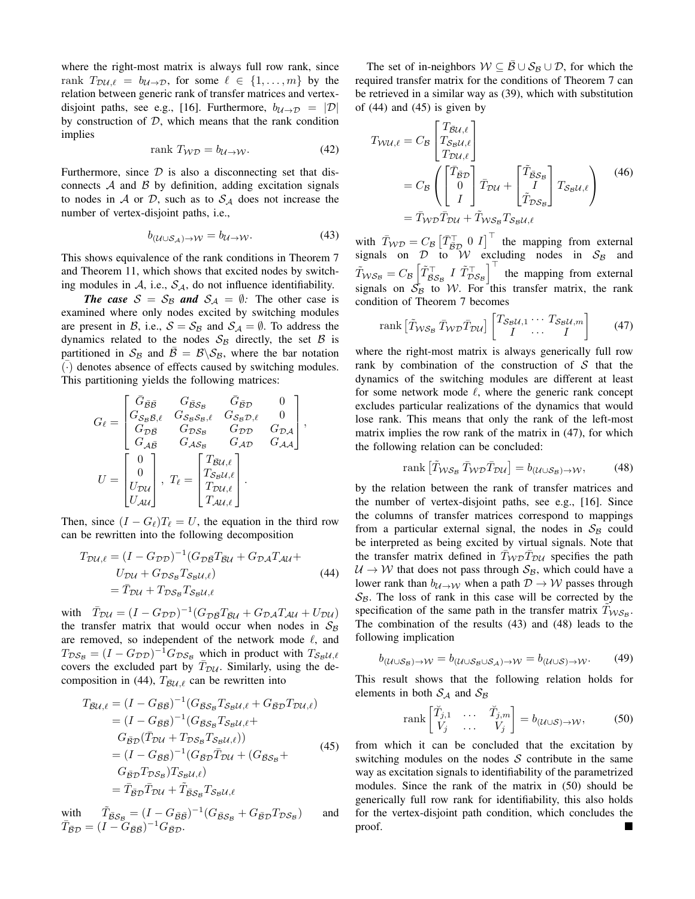where the right-most matrix is always full row rank, since $\text{rank}\ T_{\mathcal{DU},\ell} = b_{\mathcal{U}\to\mathcal{D}}$, for some $\ell \in \{1,\ldots,m\}$ by the relation between generic rank of transfer matrices and vertex-disjoint paths, see e.g., [16]. Furthermore, $b_{\mathcal{U}\to\mathcal{D}} = |\mathcal{D}|$ by construction of $\mathcal{D}$, which means that the rank condition implies

$$\text{rank}\ T_{\mathcal{WD}} = b_{\mathcal{U}\to\mathcal{W}}. \tag{42}$$

Furthermore, since $\mathcal{D}$ is also a disconnecting set that disconnects $\mathcal{A}$ and $\mathcal{B}$ by definition, adding excitation signals to nodes in $\mathcal{A}$ or $\mathcal{D}$, such as to $\mathcal{S}_\mathcal{A}$ does not increase the number of vertex-disjoint paths, i.e.,

$$b_{(\mathcal{U}\cup\mathcal{S}_\mathcal{A})\to\mathcal{W}} = b_{\mathcal{U}\to\mathcal{W}}. \tag{43}$$

This shows equivalence of the rank conditions in Theorem 7 and Theorem 11, which shows that excited nodes by switching modules in $\mathcal{A}$, i.e., $\mathcal{S}_\mathcal{A}$, do not influence identifiability.

***The case $\mathcal{S} = \mathcal{S}_\mathcal{B}$ and $\mathcal{S}_\mathcal{A} = \emptyset$:*** The other case is examined where only nodes excited by switching modules are present in $\mathcal{B}$, i.e., $\mathcal{S} = \mathcal{S}_\mathcal{B}$ and $\mathcal{S}_\mathcal{A} = \emptyset$. To address the dynamics related to the nodes $\mathcal{S}_\mathcal{B}$ directly, the set $\mathcal{B}$ is partitioned in $\mathcal{S}_\mathcal{B}$ and $\bar{\mathcal{B}} = \mathcal{B}\backslash\mathcal{S}_\mathcal{B}$, where the bar notation $\bar{(\cdot)}$ denotes absence of effects caused by switching modules. This partitioning yields the following matrices:

$$G_\ell = \begin{bmatrix} \bar{G}_{\bar{\mathcal{B}}\bar{\mathcal{B}}} & G_{\bar{\mathcal{B}}\mathcal{S}_\mathcal{B}} & \bar{G}_{\bar{\mathcal{B}}\mathcal{D}} & 0 \\ G_{\mathcal{S}_\mathcal{B}\bar{\mathcal{B}},\ell} & G_{\mathcal{S}_\mathcal{B}\mathcal{S}_\mathcal{B},\ell} & G_{\mathcal{S}_\mathcal{B}\mathcal{D},\ell} & 0 \\ G_{\mathcal{D}\bar{\mathcal{B}}} & G_{\mathcal{D}\mathcal{S}_\mathcal{B}} & G_{\mathcal{DD}} & G_{\mathcal{DA}} \\ G_{\mathcal{A}\bar{\mathcal{B}}} & G_{\mathcal{A}\mathcal{S}_\mathcal{B}} & G_{\mathcal{AD}} & G_{\mathcal{AA}} \end{bmatrix},$$

$$U = \begin{bmatrix} 0 \\ 0 \\ U_{\mathcal{DU}} \\ U_{\mathcal{AU}} \end{bmatrix},\ T_\ell = \begin{bmatrix} T_{\bar{\mathcal{B}}\mathcal{U},\ell} \\ T_{\mathcal{S}_\mathcal{B}\mathcal{U},\ell} \\ T_{\mathcal{DU},\ell} \\ T_{\mathcal{AU},\ell} \end{bmatrix}.$$

Then, since $(I - G_\ell)T_\ell = U$, the equation in the third row can be rewritten into the following decomposition

$$\begin{aligned} T_{\mathcal{DU},\ell} &= (I - G_{\mathcal{DD}})^{-1}(G_{\mathcal{D}\bar{\mathcal{B}}}T_{\bar{\mathcal{B}}\mathcal{U}} + G_{\mathcal{DA}}T_{\mathcal{AU}} + \\ &\quad U_{\mathcal{DU}} + G_{\mathcal{D}\mathcal{S}_\mathcal{B}}T_{\mathcal{S}_\mathcal{B}\mathcal{U},\ell}) \\ &= \bar{T}_{\mathcal{DU}} + T_{\mathcal{D}\mathcal{S}_\mathcal{B}}T_{\mathcal{S}_\mathcal{B}\mathcal{U},\ell} \end{aligned} \tag{44}$$

with $\bar{T}_{\mathcal{DU}} = (I - G_{\mathcal{DD}})^{-1}(G_{\mathcal{D}\bar{\mathcal{B}}}T_{\bar{\mathcal{B}}\mathcal{U}} + G_{\mathcal{DA}}T_{\mathcal{AU}} + U_{\mathcal{DU}})$ the transfer matrix that would occur when nodes in $\mathcal{S}_\mathcal{B}$ are removed, so independent of the network mode $\ell$, and $T_{\mathcal{D}\mathcal{S}_\mathcal{B}} = (I - G_{\mathcal{DD}})^{-1}G_{\mathcal{D}\mathcal{S}_\mathcal{B}}$ which in product with $T_{\mathcal{S}_\mathcal{B}\mathcal{U},\ell}$ covers the excluded part by $\bar{T}_{\mathcal{DU}}$. Similarly, using the decomposition in (44), $T_{\bar{\mathcal{B}}\mathcal{U},\ell}$ can be rewritten into

$$\begin{aligned} T_{\bar{\mathcal{B}}\mathcal{U},\ell} &= (I - G_{\bar{\mathcal{B}}\bar{\mathcal{B}}})^{-1}(G_{\bar{\mathcal{B}}\mathcal{S}_\mathcal{B}}T_{\mathcal{S}_\mathcal{B}\mathcal{U},\ell} + G_{\bar{\mathcal{B}}\mathcal{D}}T_{\mathcal{DU},\ell}) \\ &= (I - G_{\bar{\mathcal{B}}\bar{\mathcal{B}}})^{-1}(G_{\bar{\mathcal{B}}\mathcal{S}_\mathcal{B}}T_{\mathcal{S}_\mathcal{B}\mathcal{U},\ell} + \\ &\quad G_{\bar{\mathcal{B}}\mathcal{D}}(\bar{T}_{\mathcal{DU}} + T_{\mathcal{D}\mathcal{S}_\mathcal{B}}T_{\mathcal{S}_\mathcal{B}\mathcal{U},\ell})) \\ &= (I - G_{\bar{\mathcal{B}}\bar{\mathcal{B}}})^{-1}(G_{\bar{\mathcal{B}}\mathcal{D}}\bar{T}_{\mathcal{DU}} + (G_{\bar{\mathcal{B}}\mathcal{S}_\mathcal{B}} + \\ &\quad G_{\bar{\mathcal{B}}\mathcal{D}}T_{\mathcal{D}\mathcal{S}_\mathcal{B}})T_{\mathcal{S}_\mathcal{B}\mathcal{U},\ell}) \\ &= \bar{T}_{\bar{\mathcal{B}}\mathcal{D}}\bar{T}_{\mathcal{DU}} + \tilde{T}_{\bar{\mathcal{B}}\mathcal{S}_\mathcal{B}}T_{\mathcal{S}_\mathcal{B}\mathcal{U},\ell} \end{aligned} \tag{45}$$

with $\tilde{T}_{\bar{\mathcal{B}}\mathcal{S}_\mathcal{B}} = (I - G_{\bar{\mathcal{B}}\bar{\mathcal{B}}})^{-1}(G_{\bar{\mathcal{B}}\mathcal{S}_\mathcal{B}} + G_{\bar{\mathcal{B}}\mathcal{D}}T_{\mathcal{D}\mathcal{S}_\mathcal{B}})$ and $\bar{T}_{\bar{\mathcal{B}}\mathcal{D}} = (I - G_{\bar{\mathcal{B}}\bar{\mathcal{B}}})^{-1}G_{\bar{\mathcal{B}}\mathcal{D}}$.

The set of in-neighbors $\mathcal{W} \subseteq \bar{\mathcal{B}} \cup \mathcal{S}_\mathcal{B} \cup \mathcal{D}$, for which the required transfer matrix for the conditions of Theorem 7 can be retrieved in a similar way as (39), which with substitution of (44) and (45) is given by

$$\begin{aligned} T_{\mathcal{WU},\ell} &= C_\mathcal{B}\begin{bmatrix} T_{\bar{\mathcal{B}}\mathcal{U},\ell} \\ T_{\mathcal{S}_\mathcal{B}\mathcal{U},\ell} \\ T_{\mathcal{DU},\ell} \end{bmatrix} \\ &= C_\mathcal{B}\left(\begin{bmatrix} \bar{T}_{\bar{\mathcal{B}}\mathcal{D}} \\ 0 \\ I \end{bmatrix}\bar{T}_{\mathcal{DU}} + \begin{bmatrix} \tilde{T}_{\bar{\mathcal{B}}\mathcal{S}_\mathcal{B}} \\ I \\ \tilde{T}_{\mathcal{D}\mathcal{S}_\mathcal{B}} \end{bmatrix}T_{\mathcal{S}_\mathcal{B}\mathcal{U},\ell}\right) \\ &= \bar{T}_{\mathcal{WD}}\bar{T}_{\mathcal{DU}} + \tilde{T}_{\mathcal{W}\mathcal{S}_\mathcal{B}}T_{\mathcal{S}_\mathcal{B}\mathcal{U},\ell} \end{aligned} \tag{46}$$

with $\bar{T}_{\mathcal{WD}} = C_\mathcal{B}\begin{bmatrix}\bar{T}_{\bar{\mathcal{B}}\mathcal{D}}^\top & 0 & I\end{bmatrix}^\top$ the mapping from external signals on $\mathcal{D}$ to $\mathcal{W}$ excluding nodes in $\mathcal{S}_\mathcal{B}$ and $\tilde{T}_{\mathcal{W}\mathcal{S}_\mathcal{B}} = C_\mathcal{B}\begin{bmatrix}\tilde{T}_{\bar{\mathcal{B}}\mathcal{S}_\mathcal{B}}^\top & I & \tilde{T}_{\mathcal{D}\mathcal{S}_\mathcal{B}}^\top\end{bmatrix}^\top$ the mapping from external signals on $\mathcal{S}_\mathcal{B}$ to $\mathcal{W}$. For this transfer matrix, the rank condition of Theorem 7 becomes

$$\text{rank}\begin{bmatrix}\tilde{T}_{\mathcal{W}\mathcal{S}_\mathcal{B}} & \bar{T}_{\mathcal{WD}}\bar{T}_{\mathcal{DU}}\end{bmatrix}\begin{bmatrix} T_{\mathcal{S}_\mathcal{B}\mathcal{U},1} & \cdots & T_{\mathcal{S}_\mathcal{B}\mathcal{U},m} \\ I & \cdots & I \end{bmatrix} \tag{47}$$

where the right-most matrix is always generically full row rank by combination of the construction of $\mathcal{S}$ that the dynamics of the switching modules are different at least for some network mode $\ell$, where the generic rank concept excludes particular realizations of the dynamics that would lose rank. This means that only the rank of the left-most matrix implies the row rank of the matrix in (47), for which the following relation can be concluded:

$$\text{rank}\begin{bmatrix}\tilde{T}_{\mathcal{W}\mathcal{S}_\mathcal{B}} & \bar{T}_{\mathcal{WD}}\bar{T}_{\mathcal{DU}}\end{bmatrix} = b_{(\mathcal{U}\cup\mathcal{S}_\mathcal{B})\to\mathcal{W}}, \tag{48}$$

by the relation between the rank of transfer matrices and the number of vertex-disjoint paths, see e.g., [16]. Since the columns of transfer matrices correspond to mappings from a particular external signal, the nodes in $\mathcal{S}_\mathcal{B}$ could be interpreted as being excited by virtual signals. Note that the transfer matrix defined in $\bar{T}_{\mathcal{WD}}\bar{T}_{\mathcal{DU}}$ specifies the path $\mathcal{U}\to\mathcal{W}$ that does not pass through $\mathcal{S}_\mathcal{B}$, which could have a lower rank than $b_{\mathcal{U}\to\mathcal{W}}$ when a path $\mathcal{D}\to\mathcal{W}$ passes through $\mathcal{S}_\mathcal{B}$. The loss of rank in this case will be corrected by the specification of the same path in the transfer matrix $\tilde{T}_{\mathcal{W}\mathcal{S}_\mathcal{B}}$. The combination of the results (43) and (48) leads to the following implication

$$b_{(\mathcal{U}\cup\mathcal{S}_\mathcal{B})\to\mathcal{W}} = b_{(\mathcal{U}\cup\mathcal{S}_\mathcal{B}\cup\mathcal{S}_\mathcal{A})\to\mathcal{W}} = b_{(\mathcal{U}\cup\mathcal{S})\to\mathcal{W}}. \tag{49}$$

This result shows that the following relation holds for elements in both $\mathcal{S}_\mathcal{A}$ and $\mathcal{S}_\mathcal{B}$

$$\text{rank}\begin{bmatrix}\breve{T}_{j,1} & \ldots & \breve{T}_{j,m} \\ V_j & \ldots & V_j\end{bmatrix} = b_{(\mathcal{U}\cup\mathcal{S})\to\mathcal{W}}, \tag{50}$$

from which it can be concluded that the excitation by switching modules on the nodes $\mathcal{S}$ contribute in the same way as excitation signals to identifiability of the parametrized modules. Since the rank of the matrix in (50) should be generically full row rank for identifiability, this also holds for the vertex-disjoint path condition, which concludes the proof. ∎